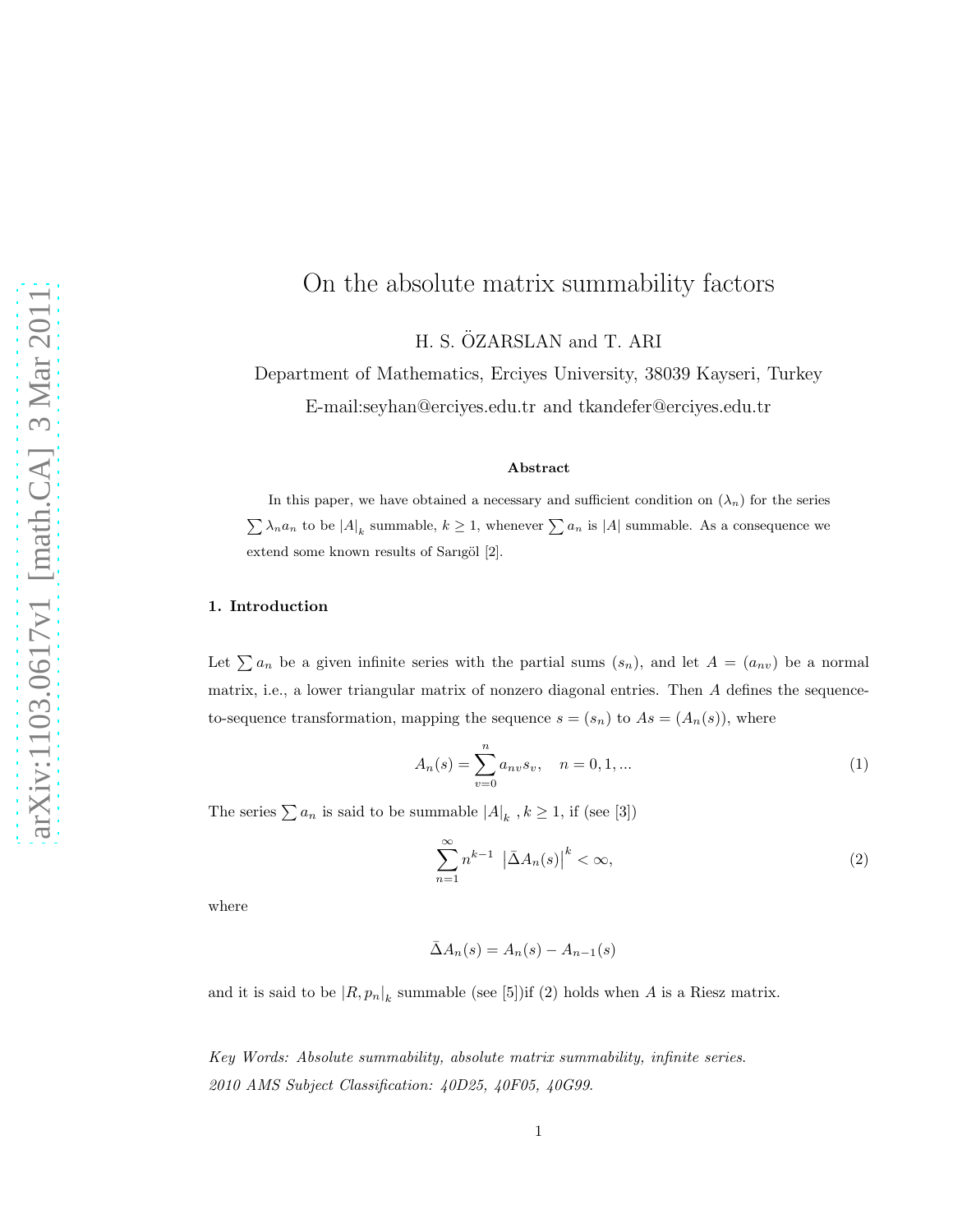# On the absolute matrix summability factors

H. S. ÖZARSLAN and T. ARI

Department of Mathematics, Erciyes University, 38039 Kayseri, Turkey

E-mail:seyhan@erciyes.edu.tr and tkandefer@erciyes.edu.tr

### Abstract

In this paper, we have obtained a necessary and sufficient condition on $(\lambda_n)$ for the series $\sum \lambda_n a_n$ to be $|A|_k$ summable, $k \geq 1$, whenever $\sum a_n$ is $|A|$ summable. As a consequence we extend some known results of Sarıgöl [2].

## 1. Introduction

Let $\sum a_n$ be a given infinite series with the partial sums $(s_n)$, and let $A = (a_{nv})$ be a normal matrix, i.e., a lower triangular matrix of nonzero diagonal entries. Then $A$ defines the sequence-to-sequence transformation, mapping the sequence $s = (s_n)$ to $As = (A_n(s))$, where

$$A_n(s) = \sum_{v=0}^{n} a_{nv} s_v, \quad n = 0, 1, ... \tag{1}$$

The series $\sum a_n$ is said to be summable $|A|_k$, $k \geq 1$, if (see [3])

$$\sum_{n=1}^{\infty} n^{k-1} \left| \bar{\Delta} A_n(s) \right|^k < \infty, \tag{2}$$

where

$$\bar{\Delta} A_n(s) = A_n(s) - A_{n-1}(s)$$

and it is said to be $|R, p_n|_k$ summable (see [5])if (2) holds when $A$ is a Riesz matrix.

*Key Words: Absolute summability, absolute matrix summability, infinite series.*

*2010 AMS Subject Classification: 40D25, 40F05, 40G99.*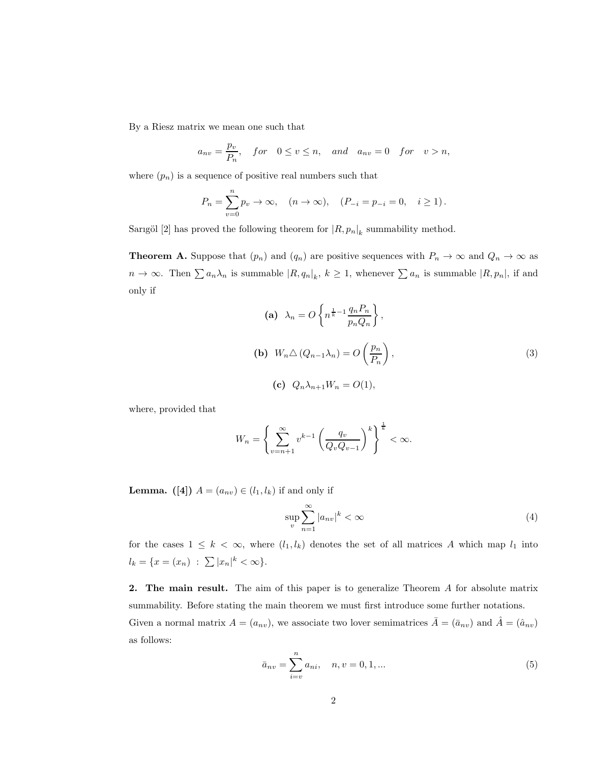By a Riesz matrix we mean one such that

$$a_{nv} = \frac{p_v}{P_n}, \quad for \quad 0 \leq v \leq n, \quad and \quad a_{nv} = 0 \quad for \quad v > n,$$

where $(p_n)$ is a sequence of positive real numbers such that

$$P_n = \sum_{v=0}^{n} p_v \to \infty, \quad (n \to \infty), \quad (P_{-i} = p_{-i} = 0, \quad i \geq 1).$$

Sarıgöl [2] has proved the following theorem for $|R, p_n|_k$ summability method.

**Theorem A.** Suppose that $(p_n)$ and $(q_n)$ are positive sequences with $P_n \to \infty$ and $Q_n \to \infty$ as $n \to \infty$. Then $\sum a_n \lambda_n$ is summable $|R, q_n|_k$, $k \geq 1$, whenever $\sum a_n$ is summable $|R, p_n|$, if and only if

$$\textbf{(a)} \quad \lambda_n = O\left\{ n^{\frac{1}{k}-1} \frac{q_n P_n}{p_n Q_n} \right\},$$

$$\textbf{(b)} \quad W_n \triangle (Q_{n-1} \lambda_n) = O\left( \frac{p_n}{P_n} \right), \tag{3}$$

$$\textbf{(c)} \quad Q_n \lambda_{n+1} W_n = O(1),$$

where, provided that

$$W_n = \left\{ \sum_{v=n+1}^{\infty} v^{k-1} \left( \frac{q_v}{Q_v Q_{v-1}} \right)^k \right\}^{\frac{1}{k}} < \infty.$$

**Lemma. ([4])** $A = (a_{nv}) \in (l_1, l_k)$ if and only if

$$\sup_v \sum_{n=1}^{\infty} |a_{nv}|^k < \infty \tag{4}$$

for the cases $1 \leq k < \infty$, where $(l_1, l_k)$ denotes the set of all matrices $A$ which map $l_1$ into $l_k = \{x = (x_n) \ : \ \sum |x_n|^k < \infty\}$.

**2. The main result.** The aim of this paper is to generalize Theorem $A$ for absolute matrix summability. Before stating the main theorem we must first introduce some further notations. Given a normal matrix $A = (a_{nv})$, we associate two lover semimatrices $\bar{A} = (\bar{a}_{nv})$ and $\hat{A} = (\hat{a}_{nv})$ as follows:

$$\bar{a}_{nv} = \sum_{i=v}^{n} a_{ni}, \quad n, v = 0, 1, ... \tag{5}$$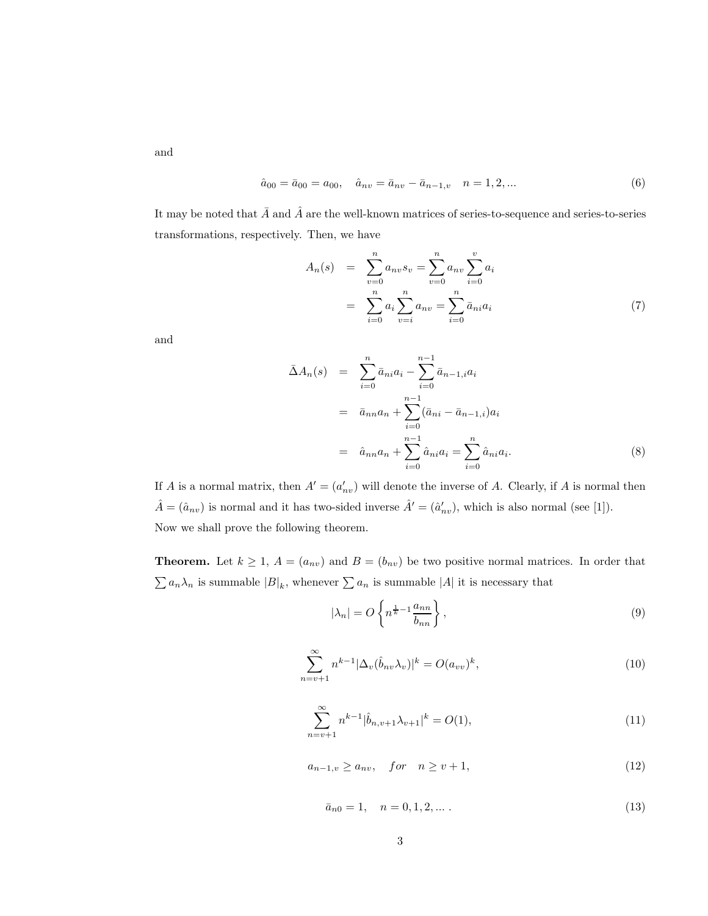and

$$\hat{a}_{00} = \bar{a}_{00} = a_{00}, \quad \hat{a}_{nv} = \bar{a}_{nv} - \bar{a}_{n-1,v} \quad n = 1, 2, ... \tag{6}$$

It may be noted that $\bar{A}$ and $\hat{A}$ are the well-known matrices of series-to-sequence and series-to-series transformations, respectively. Then, we have

$$\begin{aligned} A_n(s) &= \sum_{v=0}^{n} a_{nv} s_v = \sum_{v=0}^{n} a_{nv} \sum_{i=0}^{v} a_i \\ &= \sum_{i=0}^{n} a_i \sum_{v=i}^{n} a_{nv} = \sum_{i=0}^{n} \bar{a}_{ni} a_i \end{aligned} \tag{7}$$

and

$$\begin{aligned} \bar{\Delta} A_n(s) &= \sum_{i=0}^{n} \bar{a}_{ni} a_i - \sum_{i=0}^{n-1} \bar{a}_{n-1,i} a_i \\ &= \bar{a}_{nn} a_n + \sum_{i=0}^{n-1} (\bar{a}_{ni} - \bar{a}_{n-1,i}) a_i \\ &= \hat{a}_{nn} a_n + \sum_{i=0}^{n-1} \hat{a}_{ni} a_i = \sum_{i=0}^{n} \hat{a}_{ni} a_i. \end{aligned} \tag{8}$$

If $A$ is a normal matrix, then $A' = (a'_{nv})$ will denote the inverse of $A$. Clearly, if $A$ is normal then $\hat{A} = (\hat{a}_{nv})$ is normal and it has two-sided inverse $\hat{A}' = (\hat{a}'_{nv})$, which is also normal (see [1]).
Now we shall prove the following theorem.

**Theorem.** Let $k \geq 1$, $A = (a_{nv})$ and $B = (b_{nv})$ be two positive normal matrices. In order that $\sum a_n \lambda_n$ is summable $|B|_k$, whenever $\sum a_n$ is summable $|A|$ it is necessary that

$$|\lambda_n| = O\left\{ n^{\frac{1}{k}-1} \frac{a_{nn}}{b_{nn}} \right\}, \tag{9}$$

$$\sum_{n=v+1}^{\infty} n^{k-1} |\Delta_v (\hat{b}_{nv} \lambda_v)|^k = O(a_{vv})^k, \tag{10}$$

$$\sum_{n=v+1}^{\infty} n^{k-1} |\hat{b}_{n,v+1} \lambda_{v+1}|^k = O(1), \tag{11}$$

$$a_{n-1,v} \geq a_{nv}, \quad for \quad n \geq v+1, \tag{12}$$

$$\bar{a}_{n0} = 1, \quad n = 0, 1, 2, ... \,. \tag{13}$$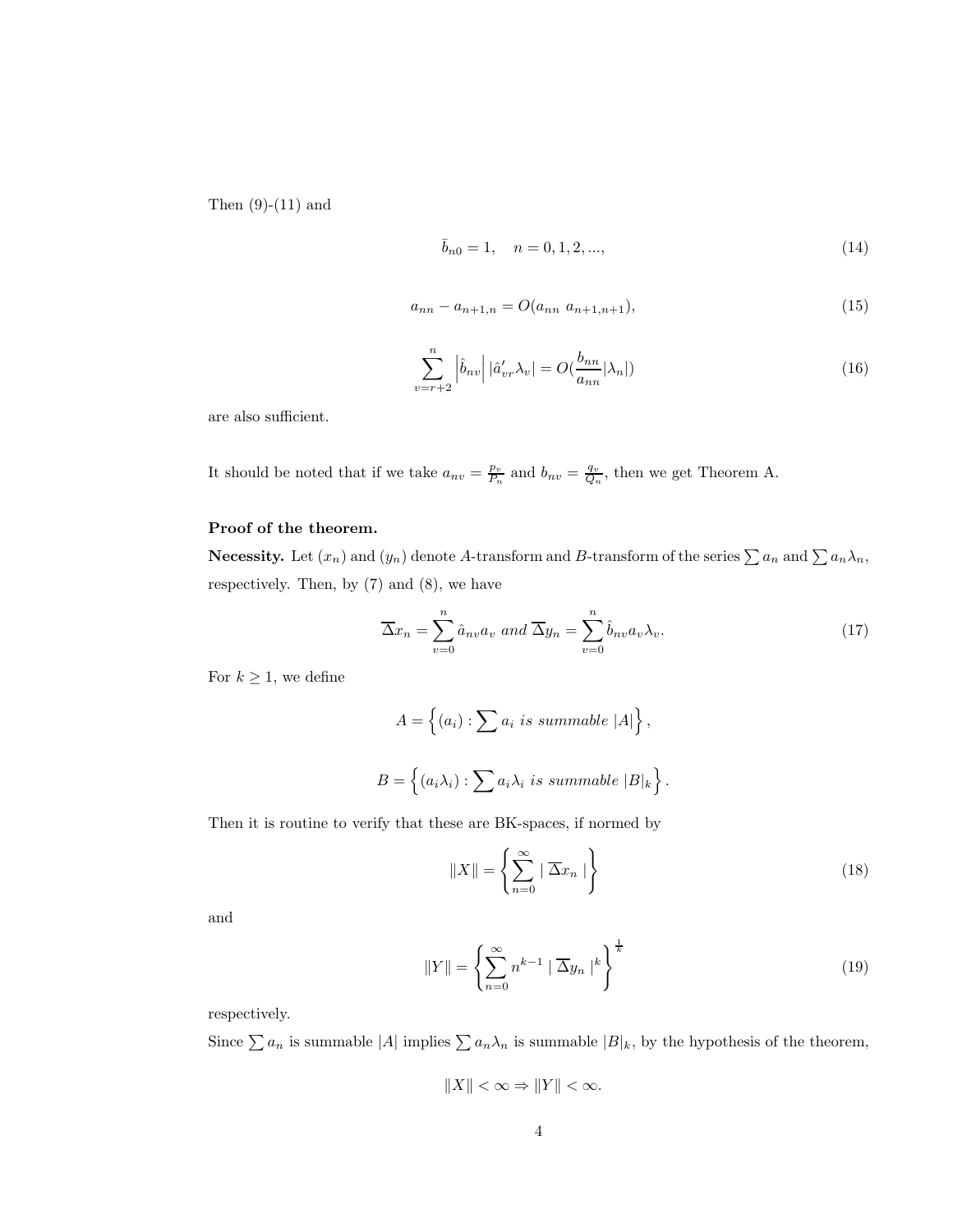Then (9)-(11) and

$$\bar{b}_{n0} = 1, \quad n = 0, 1, 2, ..., \tag{14}$$

$$a_{nn} - a_{n+1,n} = O(a_{nn} \ a_{n+1,n+1}), \tag{15}$$

$$\sum_{v=r+2}^{n} \left| \hat{b}_{nv} \right| |\hat{a}'_{vr} \lambda_v| = O(\frac{b_{nn}}{a_{nn}} |\lambda_n|) \tag{16}$$

are also sufficient.

It should be noted that if we take $a_{nv} = \frac{p_v}{P_n}$ and $b_{nv} = \frac{q_v}{Q_n}$, then we get Theorem A.

**Proof of the theorem.**

**Necessity.** Let $(x_n)$ and $(y_n)$ denote $A$-transform and $B$-transform of the series $\sum a_n$ and $\sum a_n \lambda_n$, respectively. Then, by (7) and (8), we have

$$\overline{\Delta} x_n = \sum_{v=0}^{n} \hat{a}_{nv} a_v \ and \ \overline{\Delta} y_n = \sum_{v=0}^{n} \hat{b}_{nv} a_v \lambda_v. \tag{17}$$

For $k \geq 1$, we define

$$A = \left\{ (a_i) : \sum a_i \ is \ summable \ |A| \right\},$$

$$B = \left\{ (a_i \lambda_i) : \sum a_i \lambda_i \ is \ summable \ |B|_k \right\}.$$

Then it is routine to verify that these are BK-spaces, if normed by

$$\|X\| = \left\{ \sum_{n=0}^{\infty} | \ \overline{\Delta} x_n \ | \right\} \tag{18}$$

and

$$\|Y\| = \left\{ \sum_{n=0}^{\infty} n^{k-1} \ | \ \overline{\Delta} y_n \ |^k \right\}^{\frac{1}{k}} \tag{19}$$

respectively.

Since $\sum a_n$ is summable $|A|$ implies $\sum a_n \lambda_n$ is summable $|B|_k$, by the hypothesis of the theorem,

$$\|X\| < \infty \Rightarrow \|Y\| < \infty.$$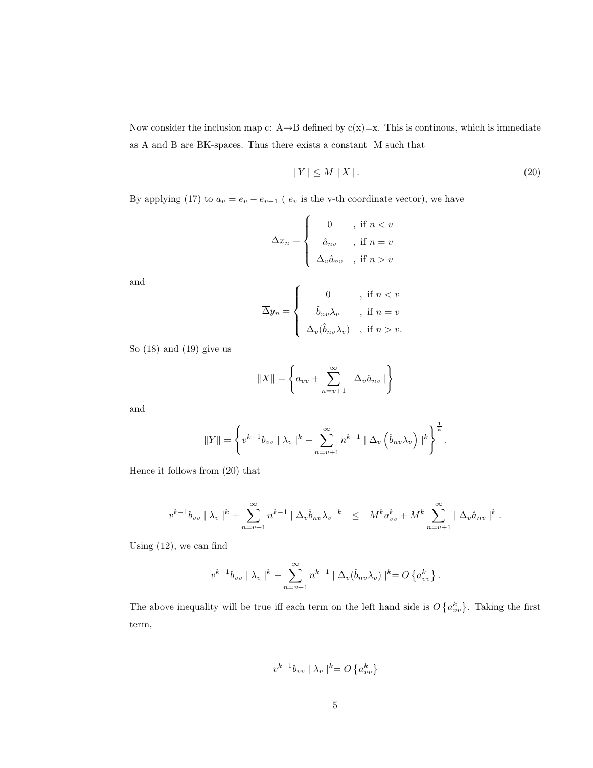Now consider the inclusion map c: A→B defined by c(x)=x. This is continous, which is immediate as A and B are BK-spaces. Thus there exists a constant M such that

$$\|Y\| \leq M \; \|X\| . \tag{20}$$

By applying (17) to $a_v = e_v - e_{v+1}$ ( $e_v$ is the v-th coordinate vector), we have

$$\overline{\Delta} x_n = \begin{cases} 0 & , \text{ if } n < v \\ \hat{a}_{nv} & , \text{ if } n = v \\ \Delta_v \hat{a}_{nv} & , \text{ if } n > v \end{cases}$$

and

$$\overline{\Delta} y_n = \begin{cases} 0 & , \text{ if } n < v \\ \hat{b}_{nv} \lambda_v & , \text{ if } n = v \\ \Delta_v (\hat{b}_{nv} \lambda_v) & , \text{ if } n > v. \end{cases}$$

So (18) and (19) give us

$$\|X\| = \left\{ a_{vv} + \sum_{n=v+1}^{\infty} \mid \Delta_v \hat{a}_{nv} \mid \right\}$$

and

$$\|Y\| = \left\{ v^{k-1} b_{vv} \mid \lambda_v \mid^k + \sum_{n=v+1}^{\infty} n^{k-1} \mid \Delta_v \left( \hat{b}_{nv} \lambda_v \right) \mid^k \right\}^{\frac{1}{k}} .$$

Hence it follows from (20) that

$$v^{k-1} b_{vv} \mid \lambda_v \mid^k + \sum_{n=v+1}^{\infty} n^{k-1} \mid \Delta_v \hat{b}_{nv} \lambda_v \mid^k \quad \leq \quad M^k a_{vv}^k + M^k \sum_{n=v+1}^{\infty} \mid \Delta_v \hat{a}_{nv} \mid^k .$$

Using (12), we can find

$$v^{k-1} b_{vv} \mid \lambda_v \mid^k + \sum_{n=v+1}^{\infty} n^{k-1} \mid \Delta_v (\hat{b}_{nv} \lambda_v) \mid^k = O\left\{ a_{vv}^k \right\} .$$

The above inequality will be true iff each term on the left hand side is $O\left\{ a_{vv}^k \right\}$. Taking the first term,

$$v^{k-1} b_{vv} \mid \lambda_v \mid^k = O\left\{ a_{vv}^k \right\}$$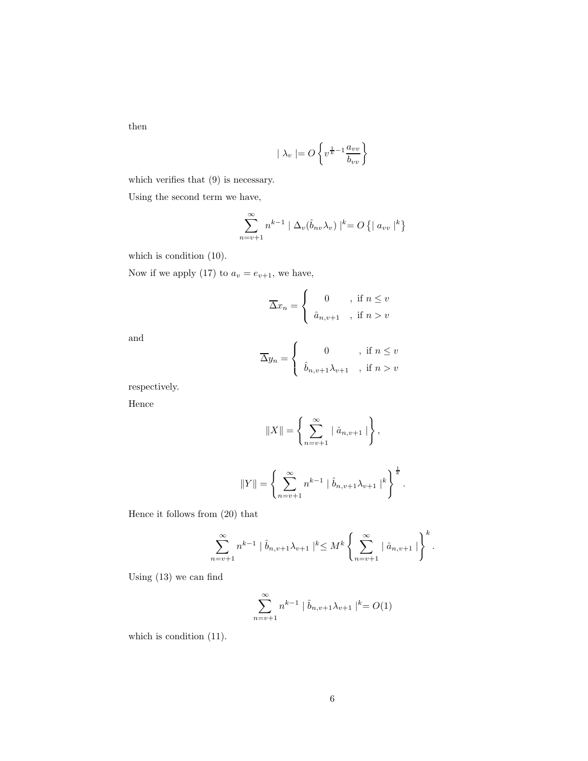then

$$
\mid \lambda_v \mid = O\left\{ v^{\frac{1}{k}-1} \frac{a_{vv}}{b_{vv}} \right\}
$$

which verifies that (9) is necessary.

Using the second term we have,

$$
\sum_{n=v+1}^{\infty} n^{k-1} \mid \Delta_v(\hat{b}_{nv}\lambda_v) \mid^k = O\left\{ \mid a_{vv} \mid^k \right\}
$$

which is condition (10).

Now if we apply (17) to $a_v = e_{v+1}$, we have,

$$
\overline{\Delta} x_n = \begin{cases} 0 & , \text{ if } n \leq v \\ \hat{a}_{n,v+1} & , \text{ if } n > v \end{cases}
$$

and

$$
\overline{\Delta} y_n = \begin{cases} 0 & , \text{ if } n \leq v \\ \hat{b}_{n,v+1}\lambda_{v+1} & , \text{ if } n > v \end{cases}
$$

respectively.

Hence

$$
\|X\| = \left\{ \sum_{n=v+1}^{\infty} \mid \hat{a}_{n,v+1} \mid \right\},
$$

$$
\|Y\| = \left\{ \sum_{n=v+1}^{\infty} n^{k-1} \mid \hat{b}_{n,v+1}\lambda_{v+1} \mid^k \right\}^{\frac{1}{k}}.
$$

Hence it follows from (20) that

$$
\sum_{n=v+1}^{\infty} n^{k-1} \mid \hat{b}_{n,v+1}\lambda_{v+1} \mid^k \leq M^k \left\{ \sum_{n=v+1}^{\infty} \mid \hat{a}_{n,v+1} \mid \right\}^k.
$$

Using (13) we can find

$$
\sum_{n=v+1}^{\infty} n^{k-1} \mid \hat{b}_{n,v+1}\lambda_{v+1} \mid^k = O(1)
$$

which is condition (11).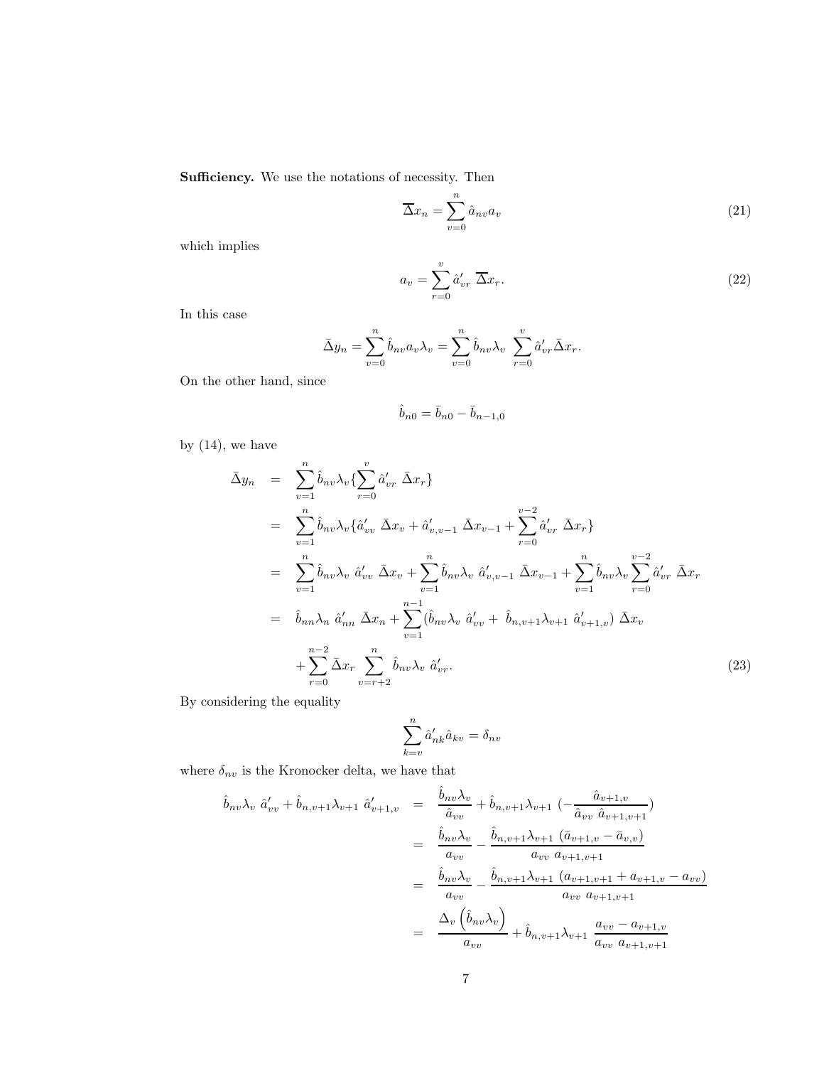**Sufficiency.** We use the notations of necessity. Then

$$\overline{\Delta}x_n = \sum_{v=0}^{n} \hat{a}_{nv} a_v \tag{21}$$

which implies

$$a_v = \sum_{r=0}^{v} \hat{a}'_{vr} \ \overline{\Delta}x_r. \tag{22}$$

In this case

$$\bar{\Delta}y_n = \sum_{v=0}^{n} \hat{b}_{nv} a_v \lambda_v = \sum_{v=0}^{n} \hat{b}_{nv} \lambda_v \ \sum_{r=0}^{v} \hat{a}'_{vr} \bar{\Delta}x_r.$$

On the other hand, since

$$\hat{b}_{n0} = \bar{b}_{n0} - \bar{b}_{n-1,0}$$

by (14), we have

$$\begin{aligned}
\bar{\Delta}y_n &= \sum_{v=1}^{n} \hat{b}_{nv}\lambda_v \{\sum_{r=0}^{v} \hat{a}'_{vr} \ \bar{\Delta}x_r\} \\
&= \sum_{v=1}^{n} \hat{b}_{nv}\lambda_v \{\hat{a}'_{vv} \ \bar{\Delta}x_v + \hat{a}'_{v,v-1} \ \bar{\Delta}x_{v-1} + \sum_{r=0}^{v-2} \hat{a}'_{vr} \ \bar{\Delta}x_r\} \\
&= \sum_{v=1}^{n} \hat{b}_{nv}\lambda_v \ \hat{a}'_{vv} \ \bar{\Delta}x_v + \sum_{v=1}^{n} \hat{b}_{nv}\lambda_v \ \hat{a}'_{v,v-1} \ \bar{\Delta}x_{v-1} + \sum_{v=1}^{n} \hat{b}_{nv}\lambda_v \sum_{r=0}^{v-2} \hat{a}'_{vr} \ \bar{\Delta}x_r \\
&= \hat{b}_{nn}\lambda_n \ \hat{a}'_{nn} \ \bar{\Delta}x_n + \sum_{v=1}^{n-1} (\hat{b}_{nv}\lambda_v \ \hat{a}'_{vv} + \ \hat{b}_{n,v+1}\lambda_{v+1} \ \hat{a}'_{v+1,v}) \ \bar{\Delta}x_v \\
&\quad + \sum_{r=0}^{n-2} \bar{\Delta}x_r \ \sum_{v=r+2}^{n} \hat{b}_{nv}\lambda_v \ \hat{a}'_{vr}.
\end{aligned} \tag{23}$$

By considering the equality

$$\sum_{k=v}^{n} \hat{a}'_{nk} \hat{a}_{kv} = \delta_{nv}$$

where $\delta_{nv}$ is the Kronocker delta, we have that

$$\begin{aligned}
\hat{b}_{nv}\lambda_v \ \hat{a}'_{vv} + \hat{b}_{n,v+1}\lambda_{v+1} \ \hat{a}'_{v+1,v} &= \frac{\hat{b}_{nv}\lambda_v}{\hat{a}_{vv}} + \hat{b}_{n,v+1}\lambda_{v+1} \ (-\frac{\hat{a}_{v+1,v}}{\hat{a}_{vv} \ \hat{a}_{v+1,v+1}}) \\
&= \frac{\hat{b}_{nv}\lambda_v}{a_{vv}} - \frac{\hat{b}_{n,v+1}\lambda_{v+1} \ (\bar{a}_{v+1,v} - \bar{a}_{v,v})}{a_{vv} \ a_{v+1,v+1}} \\
&= \frac{\hat{b}_{nv}\lambda_v}{a_{vv}} - \frac{\hat{b}_{n,v+1}\lambda_{v+1} \ (a_{v+1,v+1} + a_{v+1,v} - a_{vv})}{a_{vv} \ a_{v+1,v+1}} \\
&= \frac{\Delta_v \left(\hat{b}_{nv}\lambda_v\right)}{a_{vv}} + \hat{b}_{n,v+1}\lambda_{v+1} \ \frac{a_{vv} - a_{v+1,v}}{a_{vv} \ a_{v+1,v+1}}
\end{aligned}$$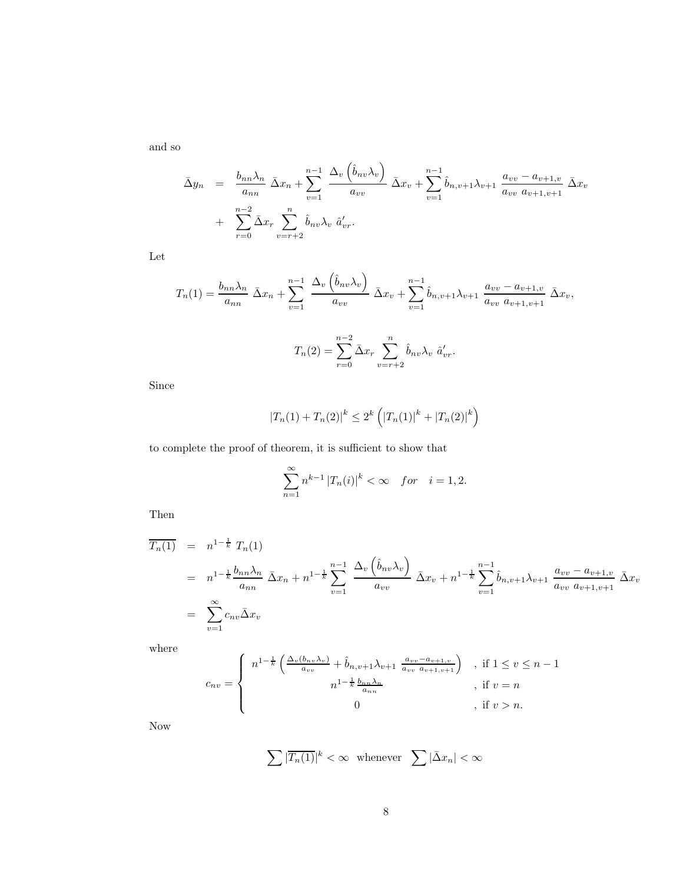and so

$$
\begin{aligned}
\bar{\Delta} y_n &= \frac{b_{nn}\lambda_n}{a_{nn}}\ \bar{\Delta} x_n + \sum_{v=1}^{n-1} \frac{\Delta_v\left(\hat{b}_{nv}\lambda_v\right)}{a_{vv}}\ \bar{\Delta} x_v + \sum_{v=1}^{n-1} \hat{b}_{n,v+1}\lambda_{v+1}\ \frac{a_{vv}-a_{v+1,v}}{a_{vv}\ a_{v+1,v+1}}\ \bar{\Delta} x_v \\
&+ \sum_{r=0}^{n-2} \bar{\Delta} x_r \sum_{v=r+2}^{n} \hat{b}_{nv}\lambda_v\ \hat{a}'_{vr}.
\end{aligned}
$$

Let

$$
T_n(1) = \frac{b_{nn}\lambda_n}{a_{nn}}\ \bar{\Delta} x_n + \sum_{v=1}^{n-1} \frac{\Delta_v\left(\hat{b}_{nv}\lambda_v\right)}{a_{vv}}\ \bar{\Delta} x_v + \sum_{v=1}^{n-1} \hat{b}_{n,v+1}\lambda_{v+1}\ \frac{a_{vv}-a_{v+1,v}}{a_{vv}\ a_{v+1,v+1}}\ \bar{\Delta} x_v,
$$

$$
T_n(2) = \sum_{r=0}^{n-2} \bar{\Delta} x_r \sum_{v=r+2}^{n} \hat{b}_{nv}\lambda_v\ \hat{a}'_{vr}.
$$

Since

$$
|T_n(1) + T_n(2)|^k \le 2^k \left( |T_n(1)|^k + |T_n(2)|^k \right)
$$

to complete the proof of theorem, it is sufficient to show that

$$
\sum_{n=1}^{\infty} n^{k-1} |T_n(i)|^k < \infty \quad for \quad i = 1, 2.
$$

Then

$$
\begin{aligned}
\overline{T_n(1)} &= n^{1-\frac{1}{k}}\ T_n(1) \\
&= n^{1-\frac{1}{k}} \frac{b_{nn}\lambda_n}{a_{nn}}\ \bar{\Delta} x_n + n^{1-\frac{1}{k}} \sum_{v=1}^{n-1} \frac{\Delta_v\left(\hat{b}_{nv}\lambda_v\right)}{a_{vv}}\ \bar{\Delta} x_v + n^{1-\frac{1}{k}} \sum_{v=1}^{n-1} \hat{b}_{n,v+1}\lambda_{v+1}\ \frac{a_{vv}-a_{v+1,v}}{a_{vv}\ a_{v+1,v+1}}\ \bar{\Delta} x_v \\
&= \sum_{v=1}^{\infty} c_{nv} \bar{\Delta} x_v
\end{aligned}
$$

where

$$
c_{nv} = \begin{cases} n^{1-\frac{1}{k}} \left( \frac{\Delta_v(b_{nv}\lambda_v)}{a_{vv}} + \hat{b}_{n,v+1}\lambda_{v+1}\ \frac{a_{vv}-a_{v+1,v}}{a_{vv}\ a_{v+1,v+1}} \right) & ,\ \text{if } 1 \le v \le n-1 \\ n^{1-\frac{1}{k}} \frac{b_{nn}\lambda_n}{a_{nn}} & ,\ \text{if } v = n \\ 0 & ,\ \text{if } v > n. \end{cases}
$$

Now

$$
\sum |\overline{T_n(1)}|^k < \infty \ \text{ whenever } \ \sum |\bar{\Delta} x_n| < \infty
$$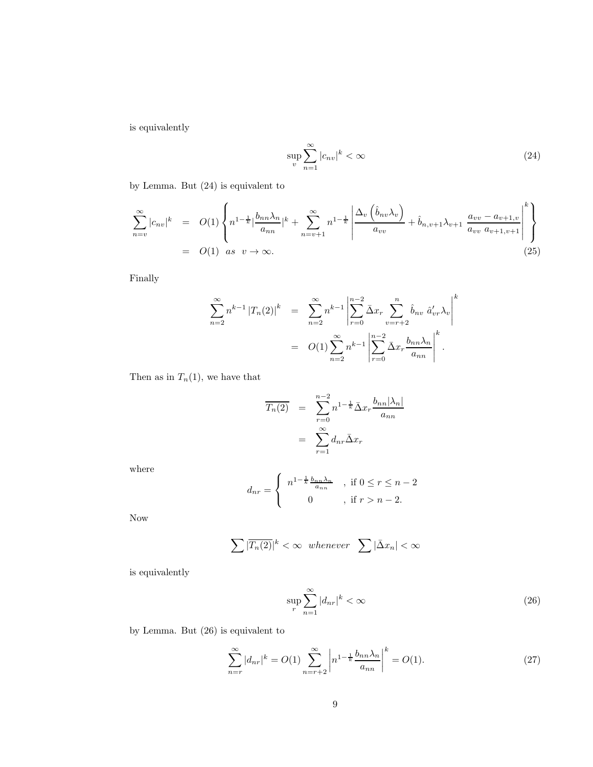is equivalently

$$\sup_v \sum_{n=1}^{\infty} |c_{nv}|^k < \infty \tag{24}$$

by Lemma. But (24) is equivalent to

$$\begin{aligned}
\sum_{n=v}^{\infty} |c_{nv}|^k &= O(1) \left\{ n^{1-\frac{1}{k}} |\frac{b_{nn}\lambda_n}{a_{nn}}|^k + \sum_{n=v+1}^{\infty} n^{1-\frac{1}{k}} \left| \frac{\Delta_v \left( \hat{b}_{nv}\lambda_v \right)}{a_{vv}} + \hat{b}_{n,v+1}\lambda_{v+1} \ \frac{a_{vv} - a_{v+1,v}}{a_{vv} \ a_{v+1,v+1}} \right|^k \right\} \\
&= O(1) \ \ as \ \ v \to \infty.
\end{aligned} \tag{25}$$

Finally

$$\begin{aligned}
\sum_{n=2}^{\infty} n^{k-1} |T_n(2)|^k &= \sum_{n=2}^{\infty} n^{k-1} \left| \sum_{r=0}^{n-2} \bar{\Delta} x_r \sum_{v=r+2}^{n} \hat{b}_{nv} \ \hat{a}'_{vr} \lambda_v \right|^k \\
&= O(1) \sum_{n=2}^{\infty} n^{k-1} \left| \sum_{r=0}^{n-2} \bar{\Delta} x_r \frac{b_{nn}\lambda_n}{a_{nn}} \right|^k .
\end{aligned}$$

Then as in $T_n(1)$, we have that

$$\begin{aligned}
\overline{T_n(2)} &= \sum_{r=0}^{n-2} n^{1-\frac{1}{k}} \bar{\Delta} x_r \frac{b_{nn}|\lambda_n|}{a_{nn}} \\
&= \sum_{r=1}^{\infty} d_{nr} \bar{\Delta} x_r
\end{aligned}$$

where

$$d_{nr} = \begin{cases} n^{1-\frac{1}{k}} \frac{b_{nn}\lambda_n}{a_{nn}} & , \text{ if } 0 \le r \le n-2 \\ 0 & , \text{ if } r > n-2. \end{cases}$$

Now

$$\sum |\overline{T_n(2)}|^k < \infty \ \ whenever \ \ \sum |\bar{\Delta} x_n| < \infty$$

is equivalently

$$\sup_r \sum_{n=1}^{\infty} |d_{nr}|^k < \infty \tag{26}$$

by Lemma. But (26) is equivalent to

$$\sum_{n=r}^{\infty} |d_{nr}|^k = O(1) \sum_{n=r+2}^{\infty} \left| n^{1-\frac{1}{k}} \frac{b_{nn}\lambda_n}{a_{nn}} \right|^k = O(1). \tag{27}$$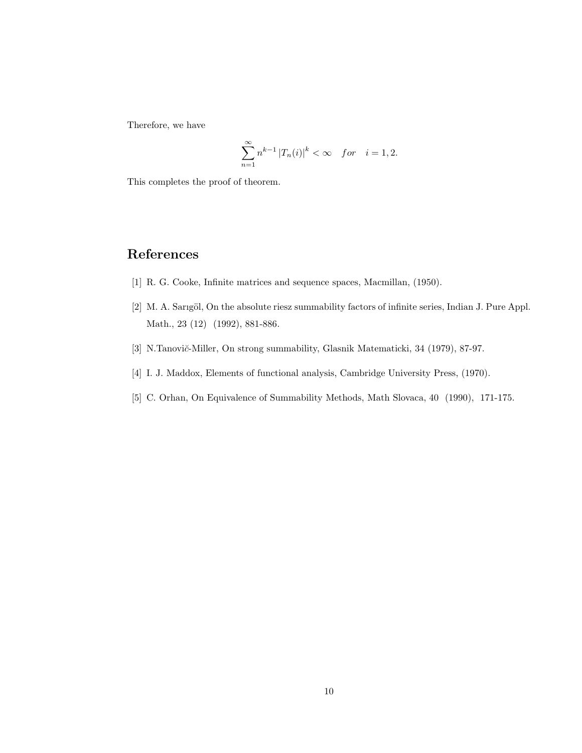Therefore, we have

$$\sum_{n=1}^{\infty} n^{k-1} |T_n(i)|^k < \infty \quad for \quad i = 1, 2.$$

This completes the proof of theorem.

## References

[1] R. G. Cooke, Infinite matrices and sequence spaces, Macmillan, (1950).

[2] M. A. Sarıgöl, On the absolute riesz summability factors of infinite series, Indian J. Pure Appl. Math., 23 (12) (1992), 881-886.

[3] N.Tanovič-Miller, On strong summability, Glasnik Matematicki, 34 (1979), 87-97.

[4] I. J. Maddox, Elements of functional analysis, Cambridge University Press, (1970).

[5] C. Orhan, On Equivalence of Summability Methods, Math Slovaca, 40 (1990), 171-175.